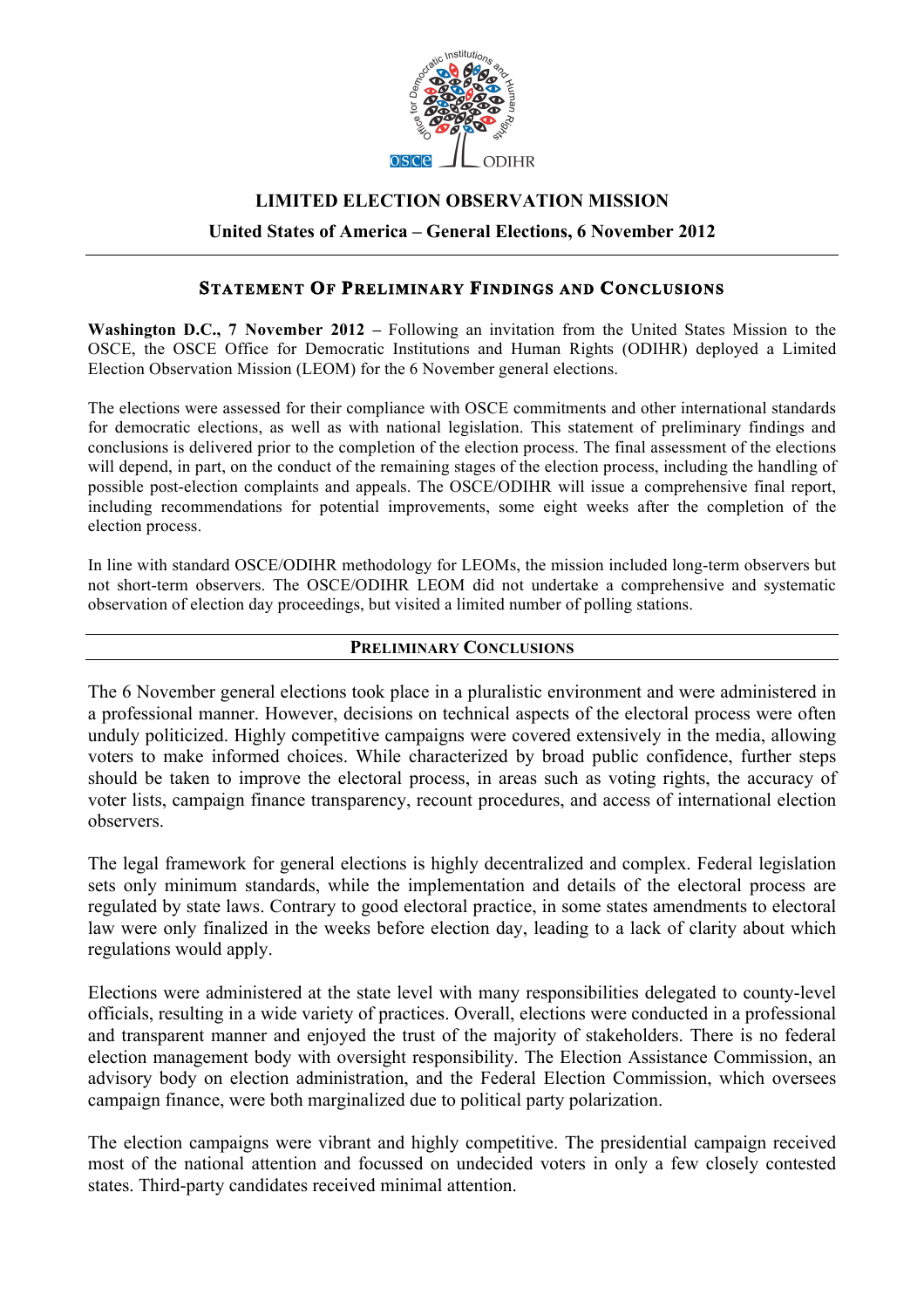# LIMITED ELECTION OBSERVATION MISSION

## United States of America – General Elections, 6 November 2012

## STATEMENT OF PRELIMINARY FINDINGS AND CONCLUSIONS

**Washington D.C., 7 November 2012** – Following an invitation from the United States Mission to the OSCE, the OSCE Office for Democratic Institutions and Human Rights (ODIHR) deployed a Limited Election Observation Mission (LEOM) for the 6 November general elections.

The elections were assessed for their compliance with OSCE commitments and other international standards for democratic elections, as well as with national legislation. This statement of preliminary findings and conclusions is delivered prior to the completion of the election process. The final assessment of the elections will depend, in part, on the conduct of the remaining stages of the election process, including the handling of possible post-election complaints and appeals. The OSCE/ODIHR will issue a comprehensive final report, including recommendations for potential improvements, some eight weeks after the completion of the election process.

In line with standard OSCE/ODIHR methodology for LEOMs, the mission included long-term observers but not short-term observers. The OSCE/ODIHR LEOM did not undertake a comprehensive and systematic observation of election day proceedings, but visited a limited number of polling stations.

## PRELIMINARY CONCLUSIONS

The 6 November general elections took place in a pluralistic environment and were administered in a professional manner. However, decisions on technical aspects of the electoral process were often unduly politicized. Highly competitive campaigns were covered extensively in the media, allowing voters to make informed choices. While characterized by broad public confidence, further steps should be taken to improve the electoral process, in areas such as voting rights, the accuracy of voter lists, campaign finance transparency, recount procedures, and access of international election observers.

The legal framework for general elections is highly decentralized and complex. Federal legislation sets only minimum standards, while the implementation and details of the electoral process are regulated by state laws. Contrary to good electoral practice, in some states amendments to electoral law were only finalized in the weeks before election day, leading to a lack of clarity about which regulations would apply.

Elections were administered at the state level with many responsibilities delegated to county-level officials, resulting in a wide variety of practices. Overall, elections were conducted in a professional and transparent manner and enjoyed the trust of the majority of stakeholders. There is no federal election management body with oversight responsibility. The Election Assistance Commission, an advisory body on election administration, and the Federal Election Commission, which oversees campaign finance, were both marginalized due to political party polarization.

The election campaigns were vibrant and highly competitive. The presidential campaign received most of the national attention and focussed on undecided voters in only a few closely contested states. Third-party candidates received minimal attention.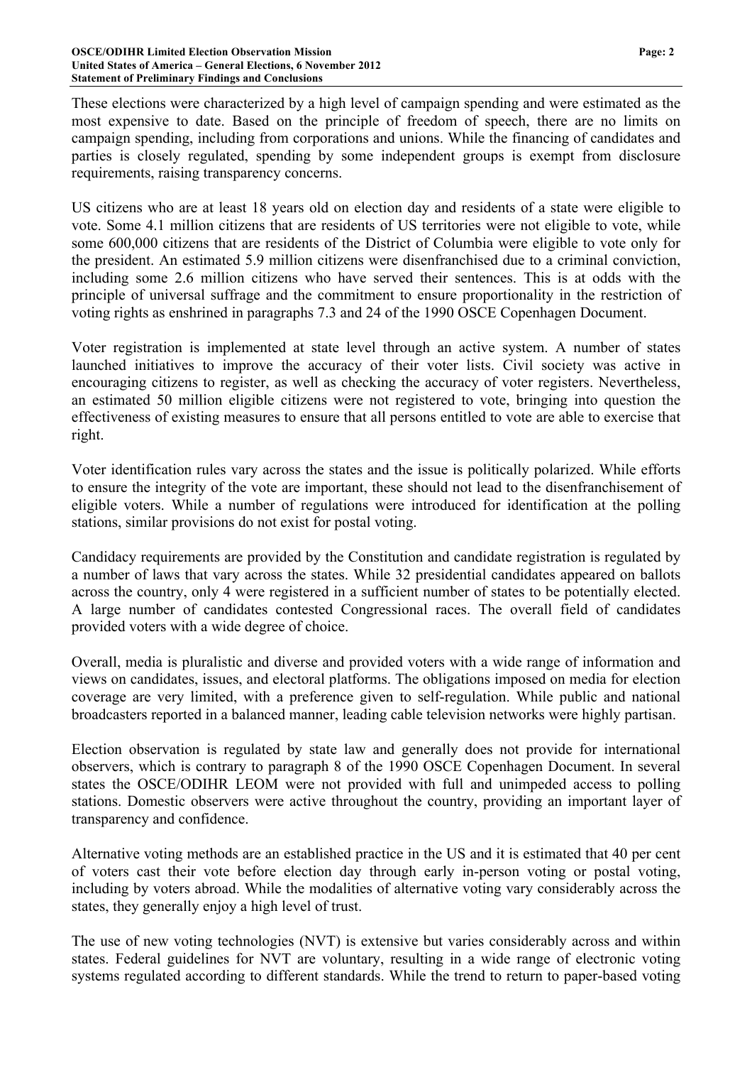These elections were characterized by a high level of campaign spending and were estimated as the most expensive to date. Based on the principle of freedom of speech, there are no limits on campaign spending, including from corporations and unions. While the financing of candidates and parties is closely regulated, spending by some independent groups is exempt from disclosure requirements, raising transparency concerns.

US citizens who are at least 18 years old on election day and residents of a state were eligible to vote. Some 4.1 million citizens that are residents of US territories were not eligible to vote, while some 600,000 citizens that are residents of the District of Columbia were eligible to vote only for the president. An estimated 5.9 million citizens were disenfranchised due to a criminal conviction, including some 2.6 million citizens who have served their sentences. This is at odds with the principle of universal suffrage and the commitment to ensure proportionality in the restriction of voting rights as enshrined in paragraphs 7.3 and 24 of the 1990 OSCE Copenhagen Document.

Voter registration is implemented at state level through an active system. A number of states launched initiatives to improve the accuracy of their voter lists. Civil society was active in encouraging citizens to register, as well as checking the accuracy of voter registers. Nevertheless, an estimated 50 million eligible citizens were not registered to vote, bringing into question the effectiveness of existing measures to ensure that all persons entitled to vote are able to exercise that right.

Voter identification rules vary across the states and the issue is politically polarized. While efforts to ensure the integrity of the vote are important, these should not lead to the disenfranchisement of eligible voters. While a number of regulations were introduced for identification at the polling stations, similar provisions do not exist for postal voting.

Candidacy requirements are provided by the Constitution and candidate registration is regulated by a number of laws that vary across the states. While 32 presidential candidates appeared on ballots across the country, only 4 were registered in a sufficient number of states to be potentially elected. A large number of candidates contested Congressional races. The overall field of candidates provided voters with a wide degree of choice.

Overall, media is pluralistic and diverse and provided voters with a wide range of information and views on candidates, issues, and electoral platforms. The obligations imposed on media for election coverage are very limited, with a preference given to self-regulation. While public and national broadcasters reported in a balanced manner, leading cable television networks were highly partisan.

Election observation is regulated by state law and generally does not provide for international observers, which is contrary to paragraph 8 of the 1990 OSCE Copenhagen Document. In several states the OSCE/ODIHR LEOM were not provided with full and unimpeded access to polling stations. Domestic observers were active throughout the country, providing an important layer of transparency and confidence.

Alternative voting methods are an established practice in the US and it is estimated that 40 per cent of voters cast their vote before election day through early in-person voting or postal voting, including by voters abroad. While the modalities of alternative voting vary considerably across the states, they generally enjoy a high level of trust.

The use of new voting technologies (NVT) is extensive but varies considerably across and within states. Federal guidelines for NVT are voluntary, resulting in a wide range of electronic voting systems regulated according to different standards. While the trend to return to paper-based voting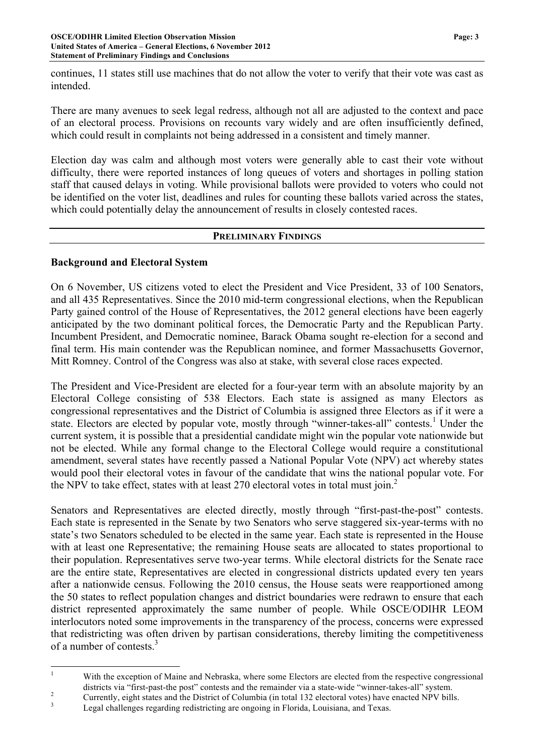continues, 11 states still use machines that do not allow the voter to verify that their vote was cast as intended.

There are many avenues to seek legal redress, although not all are adjusted to the context and pace of an electoral process. Provisions on recounts vary widely and are often insufficiently defined, which could result in complaints not being addressed in a consistent and timely manner.

Election day was calm and although most voters were generally able to cast their vote without difficulty, there were reported instances of long queues of voters and shortages in polling station staff that caused delays in voting. While provisional ballots were provided to voters who could not be identified on the voter list, deadlines and rules for counting these ballots varied across the states, which could potentially delay the announcement of results in closely contested races.

## PRELIMINARY FINDINGS

### Background and Electoral System

On 6 November, US citizens voted to elect the President and Vice President, 33 of 100 Senators, and all 435 Representatives. Since the 2010 mid-term congressional elections, when the Republican Party gained control of the House of Representatives, the 2012 general elections have been eagerly anticipated by the two dominant political forces, the Democratic Party and the Republican Party. Incumbent President, and Democratic nominee, Barack Obama sought re-election for a second and final term. His main contender was the Republican nominee, and former Massachusetts Governor, Mitt Romney. Control of the Congress was also at stake, with several close races expected.

The President and Vice-President are elected for a four-year term with an absolute majority by an Electoral College consisting of 538 Electors. Each state is assigned as many Electors as congressional representatives and the District of Columbia is assigned three Electors as if it were a state. Electors are elected by popular vote, mostly through "winner-takes-all" contests.[1] Under the current system, it is possible that a presidential candidate might win the popular vote nationwide but not be elected. While any formal change to the Electoral College would require a constitutional amendment, several states have recently passed a National Popular Vote (NPV) act whereby states would pool their electoral votes in favour of the candidate that wins the national popular vote. For the NPV to take effect, states with at least 270 electoral votes in total must join.[2]

Senators and Representatives are elected directly, mostly through "first-past-the-post" contests. Each state is represented in the Senate by two Senators who serve staggered six-year-terms with no state's two Senators scheduled to be elected in the same year. Each state is represented in the House with at least one Representative; the remaining House seats are allocated to states proportional to their population. Representatives serve two-year terms. While electoral districts for the Senate race are the entire state, Representatives are elected in congressional districts updated every ten years after a nationwide census. Following the 2010 census, the House seats were reapportioned among the 50 states to reflect population changes and district boundaries were redrawn to ensure that each district represented approximately the same number of people. While OSCE/ODIHR LEOM interlocutors noted some improvements in the transparency of the process, concerns were expressed that redistricting was often driven by partisan considerations, thereby limiting the competitiveness of a number of contests.[3]

---

[1] With the exception of Maine and Nebraska, where some Electors are elected from the respective congressional districts via "first-past-the post" contests and the remainder via a state-wide "winner-takes-all" system.

[2] Currently, eight states and the District of Columbia (in total 132 electoral votes) have enacted NPV bills.

[3] Legal challenges regarding redistricting are ongoing in Florida, Louisiana, and Texas.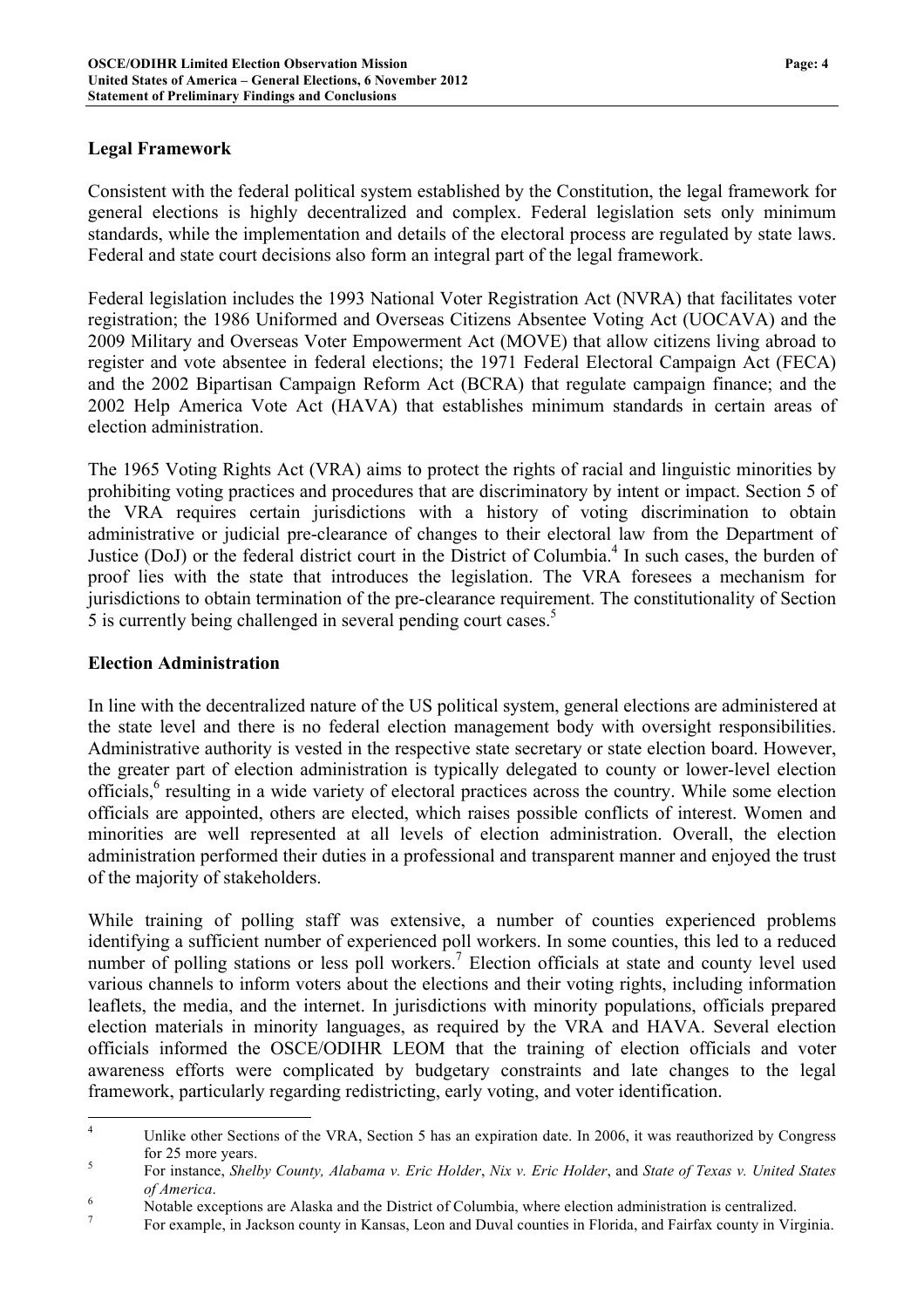## Legal Framework

Consistent with the federal political system established by the Constitution, the legal framework for general elections is highly decentralized and complex. Federal legislation sets only minimum standards, while the implementation and details of the electoral process are regulated by state laws. Federal and state court decisions also form an integral part of the legal framework.

Federal legislation includes the 1993 National Voter Registration Act (NVRA) that facilitates voter registration; the 1986 Uniformed and Overseas Citizens Absentee Voting Act (UOCAVA) and the 2009 Military and Overseas Voter Empowerment Act (MOVE) that allow citizens living abroad to register and vote absentee in federal elections; the 1971 Federal Electoral Campaign Act (FECA) and the 2002 Bipartisan Campaign Reform Act (BCRA) that regulate campaign finance; and the 2002 Help America Vote Act (HAVA) that establishes minimum standards in certain areas of election administration.

The 1965 Voting Rights Act (VRA) aims to protect the rights of racial and linguistic minorities by prohibiting voting practices and procedures that are discriminatory by intent or impact. Section 5 of the VRA requires certain jurisdictions with a history of voting discrimination to obtain administrative or judicial pre-clearance of changes to their electoral law from the Department of Justice (DoJ) or the federal district court in the District of Columbia.[4] In such cases, the burden of proof lies with the state that introduces the legislation. The VRA foresees a mechanism for jurisdictions to obtain termination of the pre-clearance requirement. The constitutionality of Section 5 is currently being challenged in several pending court cases.[5]

## Election Administration

In line with the decentralized nature of the US political system, general elections are administered at the state level and there is no federal election management body with oversight responsibilities. Administrative authority is vested in the respective state secretary or state election board. However, the greater part of election administration is typically delegated to county or lower-level election officials,[6] resulting in a wide variety of electoral practices across the country. While some election officials are appointed, others are elected, which raises possible conflicts of interest. Women and minorities are well represented at all levels of election administration. Overall, the election administration performed their duties in a professional and transparent manner and enjoyed the trust of the majority of stakeholders.

While training of polling staff was extensive, a number of counties experienced problems identifying a sufficient number of experienced poll workers. In some counties, this led to a reduced number of polling stations or less poll workers.[7] Election officials at state and county level used various channels to inform voters about the elections and their voting rights, including information leaflets, the media, and the internet. In jurisdictions with minority populations, officials prepared election materials in minority languages, as required by the VRA and HAVA. Several election officials informed the OSCE/ODIHR LEOM that the training of election officials and voter awareness efforts were complicated by budgetary constraints and late changes to the legal framework, particularly regarding redistricting, early voting, and voter identification.

---

[4] Unlike other Sections of the VRA, Section 5 has an expiration date. In 2006, it was reauthorized by Congress for 25 more years.

[5] For instance, *Shelby County, Alabama v. Eric Holder*, *Nix v. Eric Holder*, and *State of Texas v. United States of America*.

[6] Notable exceptions are Alaska and the District of Columbia, where election administration is centralized.

[7] For example, in Jackson county in Kansas, Leon and Duval counties in Florida, and Fairfax county in Virginia.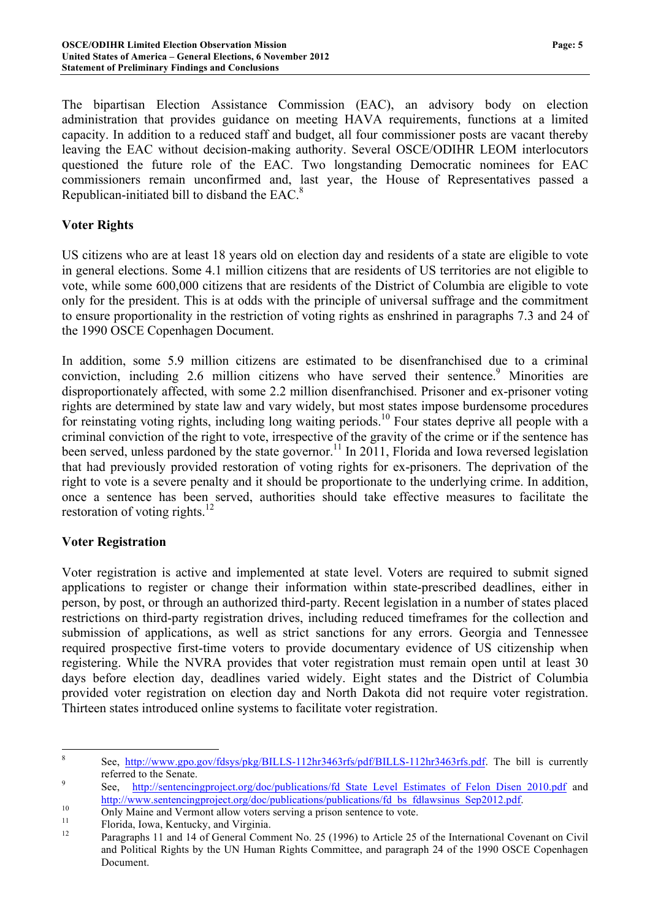The bipartisan Election Assistance Commission (EAC), an advisory body on election administration that provides guidance on meeting HAVA requirements, functions at a limited capacity. In addition to a reduced staff and budget, all four commissioner posts are vacant thereby leaving the EAC without decision-making authority. Several OSCE/ODIHR LEOM interlocutors questioned the future role of the EAC. Two longstanding Democratic nominees for EAC commissioners remain unconfirmed and, last year, the House of Representatives passed a Republican-initiated bill to disband the EAC.[8]

## Voter Rights

US citizens who are at least 18 years old on election day and residents of a state are eligible to vote in general elections. Some 4.1 million citizens that are residents of US territories are not eligible to vote, while some 600,000 citizens that are residents of the District of Columbia are eligible to vote only for the president. This is at odds with the principle of universal suffrage and the commitment to ensure proportionality in the restriction of voting rights as enshrined in paragraphs 7.3 and 24 of the 1990 OSCE Copenhagen Document.

In addition, some 5.9 million citizens are estimated to be disenfranchised due to a criminal conviction, including 2.6 million citizens who have served their sentence.[9] Minorities are disproportionately affected, with some 2.2 million disenfranchised. Prisoner and ex-prisoner voting rights are determined by state law and vary widely, but most states impose burdensome procedures for reinstating voting rights, including long waiting periods.[10] Four states deprive all people with a criminal conviction of the right to vote, irrespective of the gravity of the crime or if the sentence has been served, unless pardoned by the state governor.[11] In 2011, Florida and Iowa reversed legislation that had previously provided restoration of voting rights for ex-prisoners. The deprivation of the right to vote is a severe penalty and it should be proportionate to the underlying crime. In addition, once a sentence has been served, authorities should take effective measures to facilitate the restoration of voting rights.[12]

## Voter Registration

Voter registration is active and implemented at state level. Voters are required to submit signed applications to register or change their information within state-prescribed deadlines, either in person, by post, or through an authorized third-party. Recent legislation in a number of states placed restrictions on third-party registration drives, including reduced timeframes for the collection and submission of applications, as well as strict sanctions for any errors. Georgia and Tennessee required prospective first-time voters to provide documentary evidence of US citizenship when registering. While the NVRA provides that voter registration must remain open until at least 30 days before election day, deadlines varied widely. Eight states and the District of Columbia provided voter registration on election day and North Dakota did not require voter registration. Thirteen states introduced online systems to facilitate voter registration.

---

[8] See, http://www.gpo.gov/fdsys/pkg/BILLS-112hr3463rfs/pdf/BILLS-112hr3463rfs.pdf. The bill is currently referred to the Senate.

[9] See, http://sentencingproject.org/doc/publications/fd_State_Level_Estimates_of_Felon_Disen_2010.pdf and http://www.sentencingproject.org/doc/publications/publications/fd_bs_fdlawsinus_Sep2012.pdf.

[10] Only Maine and Vermont allow voters serving a prison sentence to vote.

[11] Florida, Iowa, Kentucky, and Virginia.

[12] Paragraphs 11 and 14 of General Comment No. 25 (1996) to Article 25 of the International Covenant on Civil and Political Rights by the UN Human Rights Committee, and paragraph 24 of the 1990 OSCE Copenhagen Document.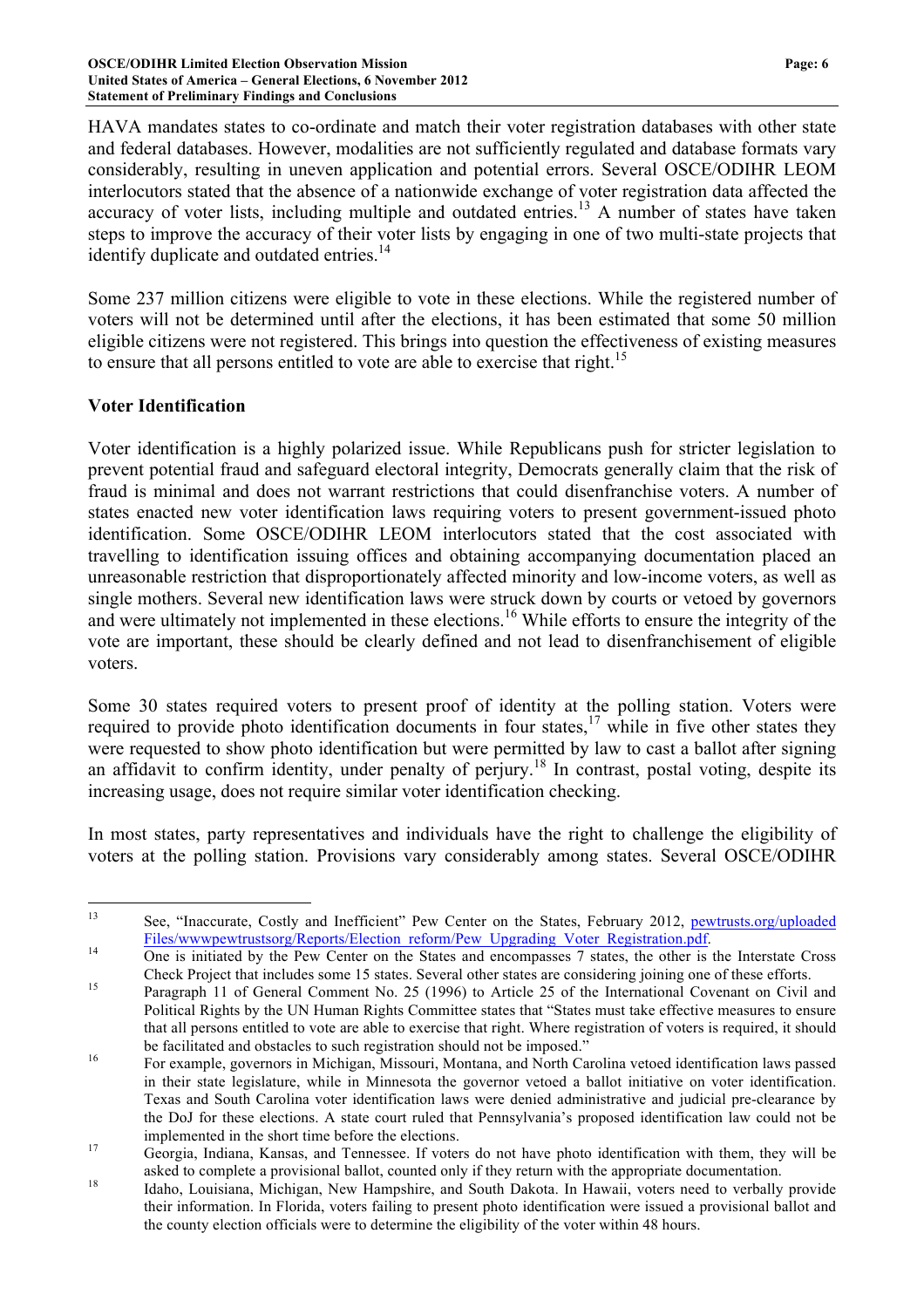HAVA mandates states to co-ordinate and match their voter registration databases with other state and federal databases. However, modalities are not sufficiently regulated and database formats vary considerably, resulting in uneven application and potential errors. Several OSCE/ODIHR LEOM interlocutors stated that the absence of a nationwide exchange of voter registration data affected the accuracy of voter lists, including multiple and outdated entries.[13] A number of states have taken steps to improve the accuracy of their voter lists by engaging in one of two multi-state projects that identify duplicate and outdated entries.[14]

Some 237 million citizens were eligible to vote in these elections. While the registered number of voters will not be determined until after the elections, it has been estimated that some 50 million eligible citizens were not registered. This brings into question the effectiveness of existing measures to ensure that all persons entitled to vote are able to exercise that right.[15]

**Voter Identification**

Voter identification is a highly polarized issue. While Republicans push for stricter legislation to prevent potential fraud and safeguard electoral integrity, Democrats generally claim that the risk of fraud is minimal and does not warrant restrictions that could disenfranchise voters. A number of states enacted new voter identification laws requiring voters to present government-issued photo identification. Some OSCE/ODIHR LEOM interlocutors stated that the cost associated with travelling to identification issuing offices and obtaining accompanying documentation placed an unreasonable restriction that disproportionately affected minority and low-income voters, as well as single mothers. Several new identification laws were struck down by courts or vetoed by governors and were ultimately not implemented in these elections.[16] While efforts to ensure the integrity of the vote are important, these should be clearly defined and not lead to disenfranchisement of eligible voters.

Some 30 states required voters to present proof of identity at the polling station. Voters were required to provide photo identification documents in four states,[17] while in five other states they were requested to show photo identification but were permitted by law to cast a ballot after signing an affidavit to confirm identity, under penalty of perjury.[18] In contrast, postal voting, despite its increasing usage, does not require similar voter identification checking.

In most states, party representatives and individuals have the right to challenge the eligibility of voters at the polling station. Provisions vary considerably among states. Several OSCE/ODIHR

---

[13] See, "Inaccurate, Costly and Inefficient" Pew Center on the States, February 2012, pewtrusts.org/uploadedFiles/wwwpewtrustsorg/Reports/Election_reform/Pew_Upgrading_Voter_Registration.pdf.

[14] One is initiated by the Pew Center on the States and encompasses 7 states, the other is the Interstate Cross Check Project that includes some 15 states. Several other states are considering joining one of these efforts.

[15] Paragraph 11 of General Comment No. 25 (1996) to Article 25 of the International Covenant on Civil and Political Rights by the UN Human Rights Committee states that "States must take effective measures to ensure that all persons entitled to vote are able to exercise that right. Where registration of voters is required, it should be facilitated and obstacles to such registration should not be imposed."

[16] For example, governors in Michigan, Missouri, Montana, and North Carolina vetoed identification laws passed in their state legislature, while in Minnesota the governor vetoed a ballot initiative on voter identification. Texas and South Carolina voter identification laws were denied administrative and judicial pre-clearance by the DoJ for these elections. A state court ruled that Pennsylvania's proposed identification law could not be implemented in the short time before the elections.

[17] Georgia, Indiana, Kansas, and Tennessee. If voters do not have photo identification with them, they will be asked to complete a provisional ballot, counted only if they return with the appropriate documentation.

[18] Idaho, Louisiana, Michigan, New Hampshire, and South Dakota. In Hawaii, voters need to verbally provide their information. In Florida, voters failing to present photo identification were issued a provisional ballot and the county election officials were to determine the eligibility of the voter within 48 hours.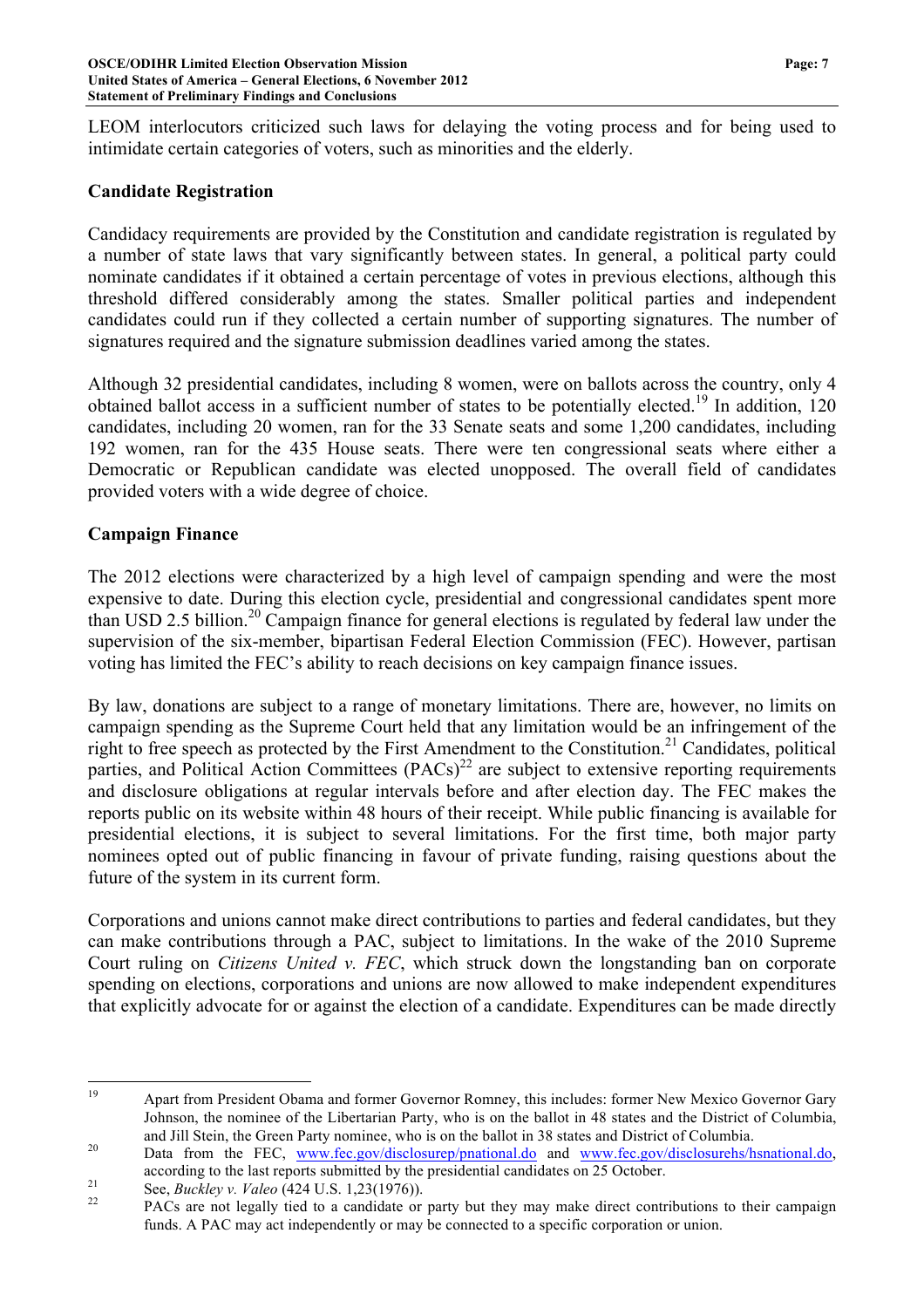LEOM interlocutors criticized such laws for delaying the voting process and for being used to intimidate certain categories of voters, such as minorities and the elderly.

### Candidate Registration

Candidacy requirements are provided by the Constitution and candidate registration is regulated by a number of state laws that vary significantly between states. In general, a political party could nominate candidates if it obtained a certain percentage of votes in previous elections, although this threshold differed considerably among the states. Smaller political parties and independent candidates could run if they collected a certain number of supporting signatures. The number of signatures required and the signature submission deadlines varied among the states.

Although 32 presidential candidates, including 8 women, were on ballots across the country, only 4 obtained ballot access in a sufficient number of states to be potentially elected.[19] In addition, 120 candidates, including 20 women, ran for the 33 Senate seats and some 1,200 candidates, including 192 women, ran for the 435 House seats. There were ten congressional seats where either a Democratic or Republican candidate was elected unopposed. The overall field of candidates provided voters with a wide degree of choice.

### Campaign Finance

The 2012 elections were characterized by a high level of campaign spending and were the most expensive to date. During this election cycle, presidential and congressional candidates spent more than USD 2.5 billion.[20] Campaign finance for general elections is regulated by federal law under the supervision of the six-member, bipartisan Federal Election Commission (FEC). However, partisan voting has limited the FEC's ability to reach decisions on key campaign finance issues.

By law, donations are subject to a range of monetary limitations. There are, however, no limits on campaign spending as the Supreme Court held that any limitation would be an infringement of the right to free speech as protected by the First Amendment to the Constitution.[21] Candidates, political parties, and Political Action Committees (PACs)[22] are subject to extensive reporting requirements and disclosure obligations at regular intervals before and after election day. The FEC makes the reports public on its website within 48 hours of their receipt. While public financing is available for presidential elections, it is subject to several limitations. For the first time, both major party nominees opted out of public financing in favour of private funding, raising questions about the future of the system in its current form.

Corporations and unions cannot make direct contributions to parties and federal candidates, but they can make contributions through a PAC, subject to limitations. In the wake of the 2010 Supreme Court ruling on *Citizens United v. FEC*, which struck down the longstanding ban on corporate spending on elections, corporations and unions are now allowed to make independent expenditures that explicitly advocate for or against the election of a candidate. Expenditures can be made directly

---

[19] Apart from President Obama and former Governor Romney, this includes: former New Mexico Governor Gary Johnson, the nominee of the Libertarian Party, who is on the ballot in 48 states and the District of Columbia, and Jill Stein, the Green Party nominee, who is on the ballot in 38 states and District of Columbia.

[20] Data from the FEC, www.fec.gov/disclosurep/pnational.do and www.fec.gov/disclosurehs/hsnational.do, according to the last reports submitted by the presidential candidates on 25 October.

[21] See, *Buckley v. Valeo* (424 U.S. 1,23(1976)).

[22] PACs are not legally tied to a candidate or party but they may make direct contributions to their campaign funds. A PAC may act independently or may be connected to a specific corporation or union.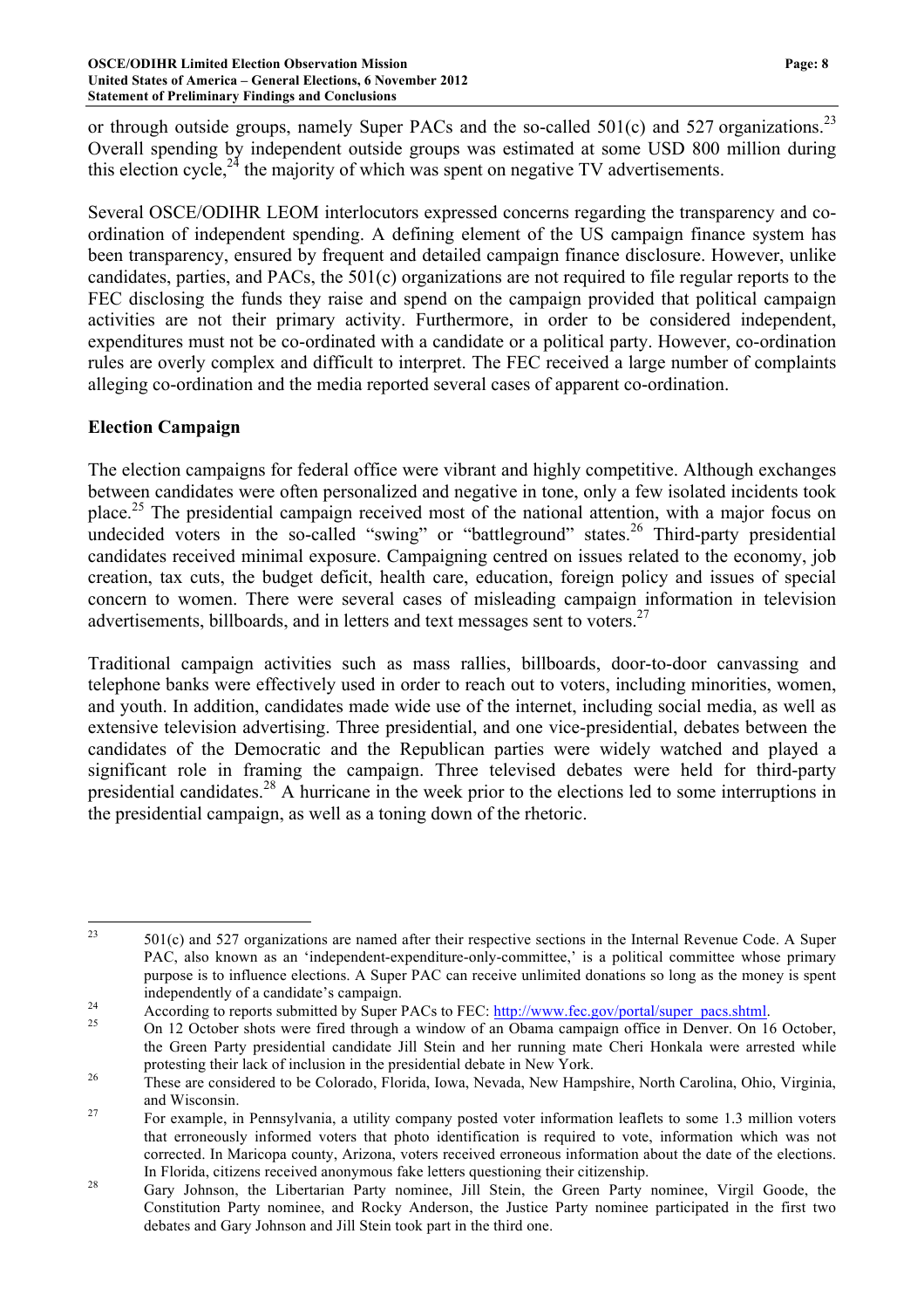or through outside groups, namely Super PACs and the so-called 501(c) and 527 organizations.[23] Overall spending by independent outside groups was estimated at some USD 800 million during this election cycle,[24] the majority of which was spent on negative TV advertisements.

Several OSCE/ODIHR LEOM interlocutors expressed concerns regarding the transparency and co-ordination of independent spending. A defining element of the US campaign finance system has been transparency, ensured by frequent and detailed campaign finance disclosure. However, unlike candidates, parties, and PACs, the 501(c) organizations are not required to file regular reports to the FEC disclosing the funds they raise and spend on the campaign provided that political campaign activities are not their primary activity. Furthermore, in order to be considered independent, expenditures must not be co-ordinated with a candidate or a political party. However, co-ordination rules are overly complex and difficult to interpret. The FEC received a large number of complaints alleging co-ordination and the media reported several cases of apparent co-ordination.

## Election Campaign

The election campaigns for federal office were vibrant and highly competitive. Although exchanges between candidates were often personalized and negative in tone, only a few isolated incidents took place.[25] The presidential campaign received most of the national attention, with a major focus on undecided voters in the so-called "swing" or "battleground" states.[26] Third-party presidential candidates received minimal exposure. Campaigning centred on issues related to the economy, job creation, tax cuts, the budget deficit, health care, education, foreign policy and issues of special concern to women. There were several cases of misleading campaign information in television advertisements, billboards, and in letters and text messages sent to voters.[27]

Traditional campaign activities such as mass rallies, billboards, door-to-door canvassing and telephone banks were effectively used in order to reach out to voters, including minorities, women, and youth. In addition, candidates made wide use of the internet, including social media, as well as extensive television advertising. Three presidential, and one vice-presidential, debates between the candidates of the Democratic and the Republican parties were widely watched and played a significant role in framing the campaign. Three televised debates were held for third-party presidential candidates.[28] A hurricane in the week prior to the elections led to some interruptions in the presidential campaign, as well as a toning down of the rhetoric.

---

[23] 501(c) and 527 organizations are named after their respective sections in the Internal Revenue Code. A Super PAC, also known as an 'independent-expenditure-only-committee,' is a political committee whose primary purpose is to influence elections. A Super PAC can receive unlimited donations so long as the money is spent independently of a candidate's campaign.

[24] According to reports submitted by Super PACs to FEC: http://www.fec.gov/portal/super_pacs.shtml.

[25] On 12 October shots were fired through a window of an Obama campaign office in Denver. On 16 October, the Green Party presidential candidate Jill Stein and her running mate Cheri Honkala were arrested while protesting their lack of inclusion in the presidential debate in New York.

[26] These are considered to be Colorado, Florida, Iowa, Nevada, New Hampshire, North Carolina, Ohio, Virginia, and Wisconsin.

[27] For example, in Pennsylvania, a utility company posted voter information leaflets to some 1.3 million voters that erroneously informed voters that photo identification is required to vote, information which was not corrected. In Maricopa county, Arizona, voters received erroneous information about the date of the elections. In Florida, citizens received anonymous fake letters questioning their citizenship.

[28] Gary Johnson, the Libertarian Party nominee, Jill Stein, the Green Party nominee, Virgil Goode, the Constitution Party nominee, and Rocky Anderson, the Justice Party nominee participated in the first two debates and Gary Johnson and Jill Stein took part in the third one.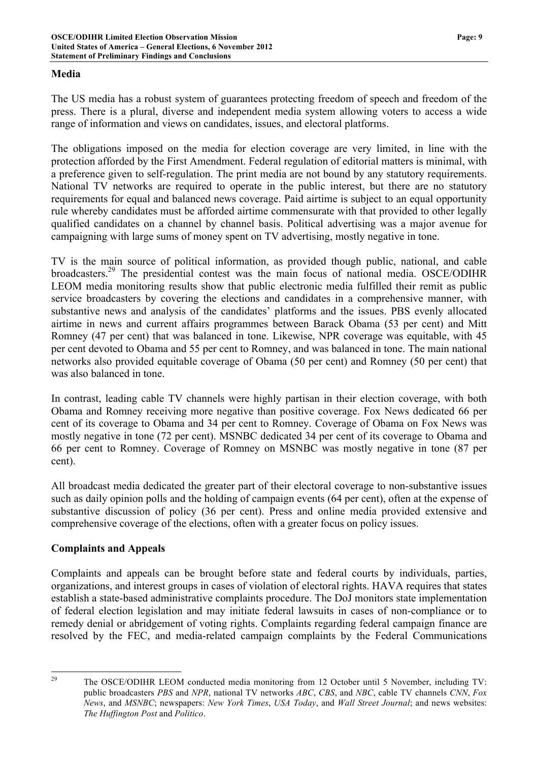## Media

The US media has a robust system of guarantees protecting freedom of speech and freedom of the press. There is a plural, diverse and independent media system allowing voters to access a wide range of information and views on candidates, issues, and electoral platforms.

The obligations imposed on the media for election coverage are very limited, in line with the protection afforded by the First Amendment. Federal regulation of editorial matters is minimal, with a preference given to self-regulation. The print media are not bound by any statutory requirements. National TV networks are required to operate in the public interest, but there are no statutory requirements for equal and balanced news coverage. Paid airtime is subject to an equal opportunity rule whereby candidates must be afforded airtime commensurate with that provided to other legally qualified candidates on a channel by channel basis. Political advertising was a major avenue for campaigning with large sums of money spent on TV advertising, mostly negative in tone.

TV is the main source of political information, as provided though public, national, and cable broadcasters.[29] The presidential contest was the main focus of national media. OSCE/ODIHR LEOM media monitoring results show that public electronic media fulfilled their remit as public service broadcasters by covering the elections and candidates in a comprehensive manner, with substantive news and analysis of the candidates' platforms and the issues. PBS evenly allocated airtime in news and current affairs programmes between Barack Obama (53 per cent) and Mitt Romney (47 per cent) that was balanced in tone. Likewise, NPR coverage was equitable, with 45 per cent devoted to Obama and 55 per cent to Romney, and was balanced in tone. The main national networks also provided equitable coverage of Obama (50 per cent) and Romney (50 per cent) that was also balanced in tone.

In contrast, leading cable TV channels were highly partisan in their election coverage, with both Obama and Romney receiving more negative than positive coverage. Fox News dedicated 66 per cent of its coverage to Obama and 34 per cent to Romney. Coverage of Obama on Fox News was mostly negative in tone (72 per cent). MSNBC dedicated 34 per cent of its coverage to Obama and 66 per cent to Romney. Coverage of Romney on MSNBC was mostly negative in tone (87 per cent).

All broadcast media dedicated the greater part of their electoral coverage to non-substantive issues such as daily opinion polls and the holding of campaign events (64 per cent), often at the expense of substantive discussion of policy (36 per cent). Press and online media provided extensive and comprehensive coverage of the elections, often with a greater focus on policy issues.

## Complaints and Appeals

Complaints and appeals can be brought before state and federal courts by individuals, parties, organizations, and interest groups in cases of violation of electoral rights. HAVA requires that states establish a state-based administrative complaints procedure. The DoJ monitors state implementation of federal election legislation and may initiate federal lawsuits in cases of non-compliance or to remedy denial or abridgement of voting rights. Complaints regarding federal campaign finance are resolved by the FEC, and media-related campaign complaints by the Federal Communications

---

[29] The OSCE/ODIHR LEOM conducted media monitoring from 12 October until 5 November, including TV: public broadcasters *PBS* and *NPR*, national TV networks *ABC*, *CBS*, and *NBC*, cable TV channels *CNN*, *Fox News*, and *MSNBC*; newspapers: *New York Times*, *USA Today*, and *Wall Street Journal*; and news websites: *The Huffington Post* and *Politico*.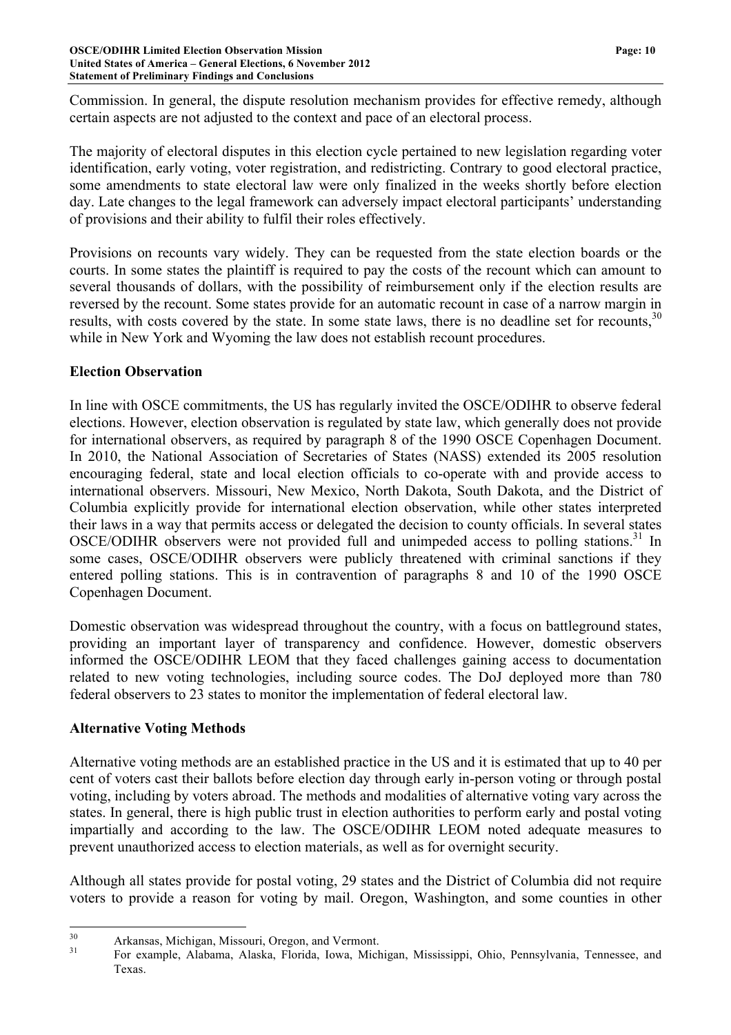Commission. In general, the dispute resolution mechanism provides for effective remedy, although certain aspects are not adjusted to the context and pace of an electoral process.

The majority of electoral disputes in this election cycle pertained to new legislation regarding voter identification, early voting, voter registration, and redistricting. Contrary to good electoral practice, some amendments to state electoral law were only finalized in the weeks shortly before election day. Late changes to the legal framework can adversely impact electoral participants' understanding of provisions and their ability to fulfil their roles effectively.

Provisions on recounts vary widely. They can be requested from the state election boards or the courts. In some states the plaintiff is required to pay the costs of the recount which can amount to several thousands of dollars, with the possibility of reimbursement only if the election results are reversed by the recount. Some states provide for an automatic recount in case of a narrow margin in results, with costs covered by the state. In some state laws, there is no deadline set for recounts,[30] while in New York and Wyoming the law does not establish recount procedures.

## Election Observation

In line with OSCE commitments, the US has regularly invited the OSCE/ODIHR to observe federal elections. However, election observation is regulated by state law, which generally does not provide for international observers, as required by paragraph 8 of the 1990 OSCE Copenhagen Document. In 2010, the National Association of Secretaries of States (NASS) extended its 2005 resolution encouraging federal, state and local election officials to co-operate with and provide access to international observers. Missouri, New Mexico, North Dakota, South Dakota, and the District of Columbia explicitly provide for international election observation, while other states interpreted their laws in a way that permits access or delegated the decision to county officials. In several states OSCE/ODIHR observers were not provided full and unimpeded access to polling stations.[31] In some cases, OSCE/ODIHR observers were publicly threatened with criminal sanctions if they entered polling stations. This is in contravention of paragraphs 8 and 10 of the 1990 OSCE Copenhagen Document.

Domestic observation was widespread throughout the country, with a focus on battleground states, providing an important layer of transparency and confidence. However, domestic observers informed the OSCE/ODIHR LEOM that they faced challenges gaining access to documentation related to new voting technologies, including source codes. The DoJ deployed more than 780 federal observers to 23 states to monitor the implementation of federal electoral law.

## Alternative Voting Methods

Alternative voting methods are an established practice in the US and it is estimated that up to 40 per cent of voters cast their ballots before election day through early in-person voting or through postal voting, including by voters abroad. The methods and modalities of alternative voting vary across the states. In general, there is high public trust in election authorities to perform early and postal voting impartially and according to the law. The OSCE/ODIHR LEOM noted adequate measures to prevent unauthorized access to election materials, as well as for overnight security.

Although all states provide for postal voting, 29 states and the District of Columbia did not require voters to provide a reason for voting by mail. Oregon, Washington, and some counties in other

---

[30] Arkansas, Michigan, Missouri, Oregon, and Vermont.

[31] For example, Alabama, Alaska, Florida, Iowa, Michigan, Mississippi, Ohio, Pennsylvania, Tennessee, and Texas.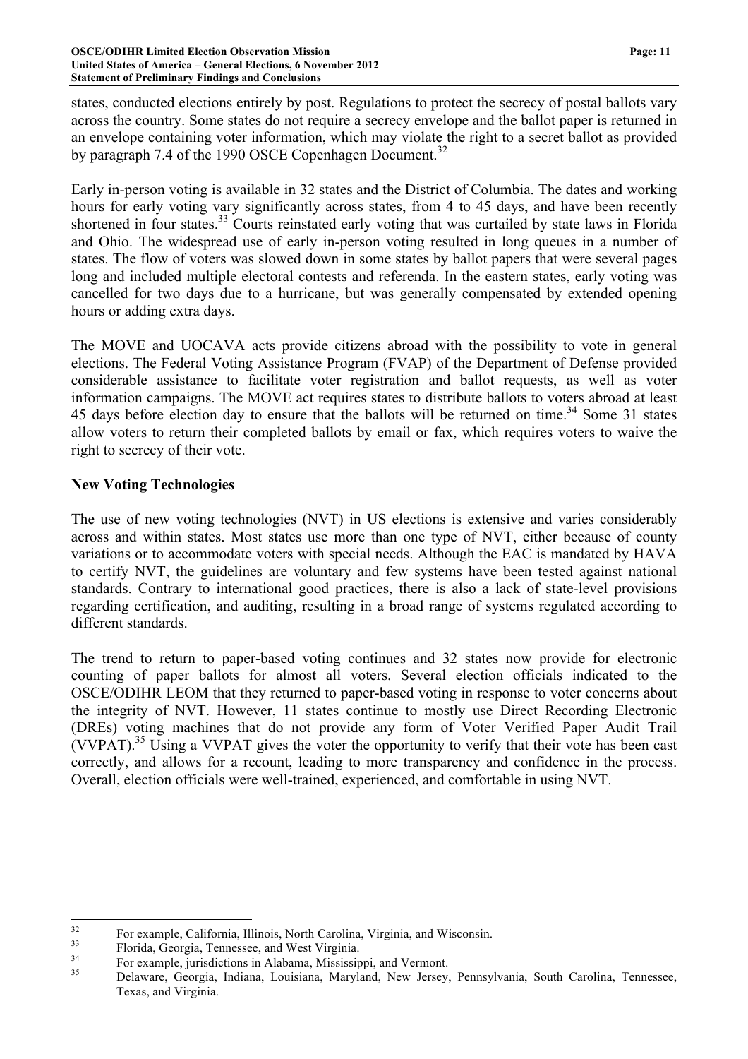states, conducted elections entirely by post. Regulations to protect the secrecy of postal ballots vary across the country. Some states do not require a secrecy envelope and the ballot paper is returned in an envelope containing voter information, which may violate the right to a secret ballot as provided by paragraph 7.4 of the 1990 OSCE Copenhagen Document.[32]

Early in-person voting is available in 32 states and the District of Columbia. The dates and working hours for early voting vary significantly across states, from 4 to 45 days, and have been recently shortened in four states.[33] Courts reinstated early voting that was curtailed by state laws in Florida and Ohio. The widespread use of early in-person voting resulted in long queues in a number of states. The flow of voters was slowed down in some states by ballot papers that were several pages long and included multiple electoral contests and referenda. In the eastern states, early voting was cancelled for two days due to a hurricane, but was generally compensated by extended opening hours or adding extra days.

The MOVE and UOCAVA acts provide citizens abroad with the possibility to vote in general elections. The Federal Voting Assistance Program (FVAP) of the Department of Defense provided considerable assistance to facilitate voter registration and ballot requests, as well as voter information campaigns. The MOVE act requires states to distribute ballots to voters abroad at least 45 days before election day to ensure that the ballots will be returned on time.[34] Some 31 states allow voters to return their completed ballots by email or fax, which requires voters to waive the right to secrecy of their vote.

## New Voting Technologies

The use of new voting technologies (NVT) in US elections is extensive and varies considerably across and within states. Most states use more than one type of NVT, either because of county variations or to accommodate voters with special needs. Although the EAC is mandated by HAVA to certify NVT, the guidelines are voluntary and few systems have been tested against national standards. Contrary to international good practices, there is also a lack of state-level provisions regarding certification, and auditing, resulting in a broad range of systems regulated according to different standards.

The trend to return to paper-based voting continues and 32 states now provide for electronic counting of paper ballots for almost all voters. Several election officials indicated to the OSCE/ODIHR LEOM that they returned to paper-based voting in response to voter concerns about the integrity of NVT. However, 11 states continue to mostly use Direct Recording Electronic (DREs) voting machines that do not provide any form of Voter Verified Paper Audit Trail (VVPAT).[35] Using a VVPAT gives the voter the opportunity to verify that their vote has been cast correctly, and allows for a recount, leading to more transparency and confidence in the process. Overall, election officials were well-trained, experienced, and comfortable in using NVT.

---

[32] For example, California, Illinois, North Carolina, Virginia, and Wisconsin.

[33] Florida, Georgia, Tennessee, and West Virginia.

[34] For example, jurisdictions in Alabama, Mississippi, and Vermont.

[35] Delaware, Georgia, Indiana, Louisiana, Maryland, New Jersey, Pennsylvania, South Carolina, Tennessee, Texas, and Virginia.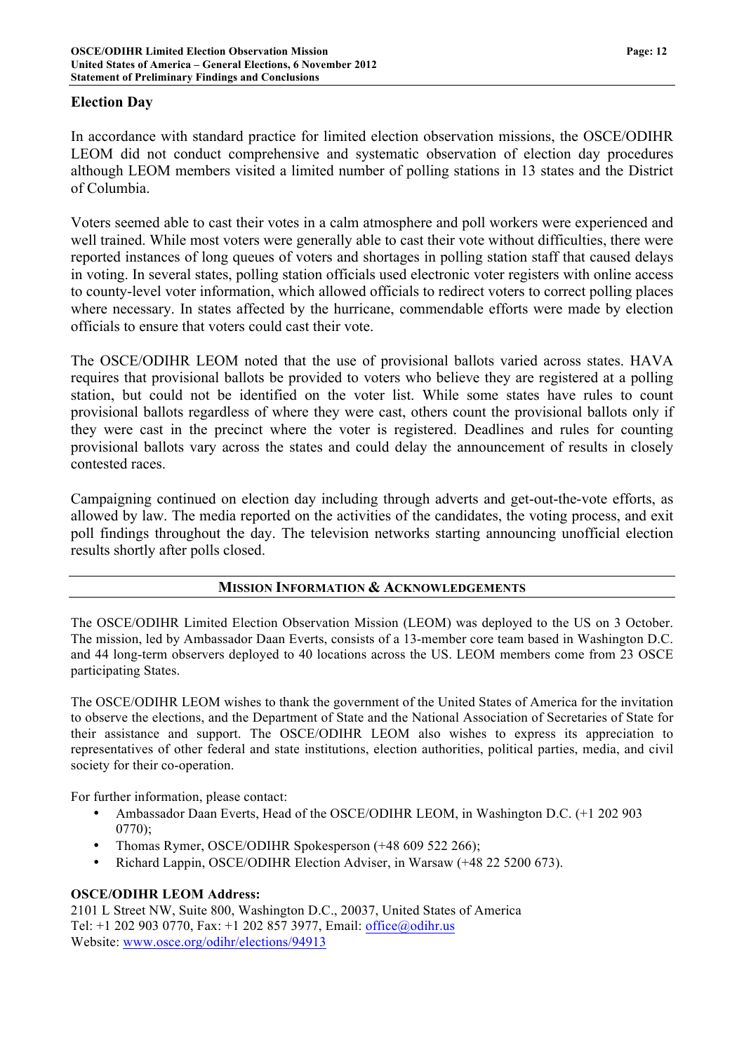## Election Day

In accordance with standard practice for limited election observation missions, the OSCE/ODIHR LEOM did not conduct comprehensive and systematic observation of election day procedures although LEOM members visited a limited number of polling stations in 13 states and the District of Columbia.

Voters seemed able to cast their votes in a calm atmosphere and poll workers were experienced and well trained. While most voters were generally able to cast their vote without difficulties, there were reported instances of long queues of voters and shortages in polling station staff that caused delays in voting. In several states, polling station officials used electronic voter registers with online access to county-level voter information, which allowed officials to redirect voters to correct polling places where necessary. In states affected by the hurricane, commendable efforts were made by election officials to ensure that voters could cast their vote.

The OSCE/ODIHR LEOM noted that the use of provisional ballots varied across states. HAVA requires that provisional ballots be provided to voters who believe they are registered at a polling station, but could not be identified on the voter list. While some states have rules to count provisional ballots regardless of where they were cast, others count the provisional ballots only if they were cast in the precinct where the voter is registered. Deadlines and rules for counting provisional ballots vary across the states and could delay the announcement of results in closely contested races.

Campaigning continued on election day including through adverts and get-out-the-vote efforts, as allowed by law. The media reported on the activities of the candidates, the voting process, and exit poll findings throughout the day. The television networks starting announcing unofficial election results shortly after polls closed.

## MISSION INFORMATION & ACKNOWLEDGEMENTS

The OSCE/ODIHR Limited Election Observation Mission (LEOM) was deployed to the US on 3 October. The mission, led by Ambassador Daan Everts, consists of a 13-member core team based in Washington D.C. and 44 long-term observers deployed to 40 locations across the US. LEOM members come from 23 OSCE participating States.

The OSCE/ODIHR LEOM wishes to thank the government of the United States of America for the invitation to observe the elections, and the Department of State and the National Association of Secretaries of State for their assistance and support. The OSCE/ODIHR LEOM also wishes to express its appreciation to representatives of other federal and state institutions, election authorities, political parties, media, and civil society for their co-operation.

For further information, please contact:

- Ambassador Daan Everts, Head of the OSCE/ODIHR LEOM, in Washington D.C. (+1 202 903 0770);
- Thomas Rymer, OSCE/ODIHR Spokesperson (+48 609 522 266);
- Richard Lappin, OSCE/ODIHR Election Adviser, in Warsaw (+48 22 5200 673).

**OSCE/ODIHR LEOM Address:**
2101 L Street NW, Suite 800, Washington D.C., 20037, United States of America
Tel: +1 202 903 0770, Fax: +1 202 857 3977, Email: office@odihr.us
Website: www.osce.org/odihr/elections/94913